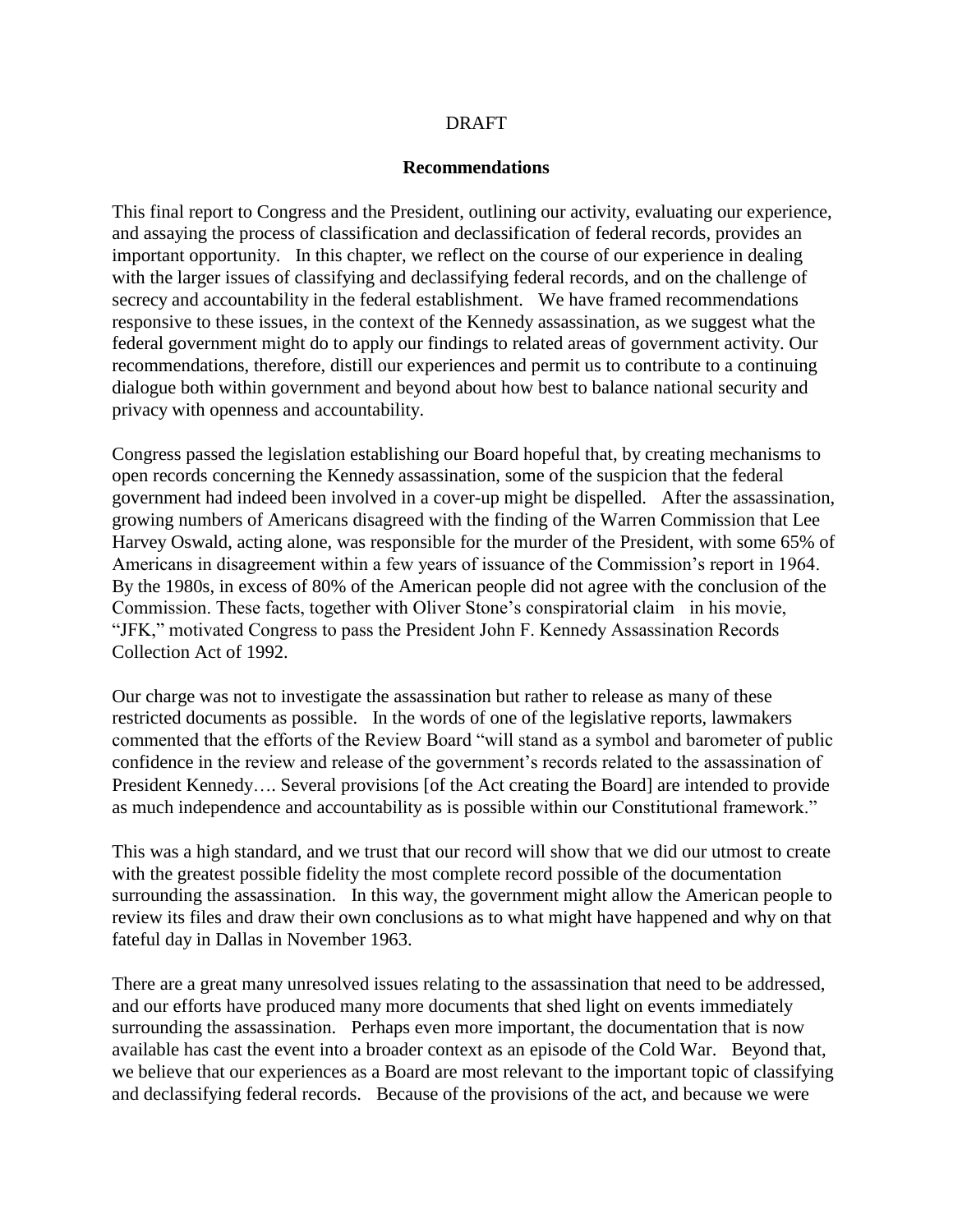DRAFT

## Recommendations

This final report to Congress and the President, outlining our activity, evaluating our experience, and assaying the process of classification and declassification of federal records, provides an important opportunity. In this chapter, we reflect on the course of our experience in dealing with the larger issues of classifying and declassifying federal records, and on the challenge of secrecy and accountability in the federal establishment. We have framed recommendations responsive to these issues, in the context of the Kennedy assassination, as we suggest what the federal government might do to apply our findings to related areas of government activity. Our recommendations, therefore, distill our experiences and permit us to contribute to a continuing dialogue both within government and beyond about how best to balance national security and privacy with openness and accountability.

Congress passed the legislation establishing our Board hopeful that, by creating mechanisms to open records concerning the Kennedy assassination, some of the suspicion that the federal government had indeed been involved in a cover-up might be dispelled. After the assassination, growing numbers of Americans disagreed with the finding of the Warren Commission that Lee Harvey Oswald, acting alone, was responsible for the murder of the President, with some 65% of Americans in disagreement within a few years of issuance of the Commission's report in 1964. By the 1980s, in excess of 80% of the American people did not agree with the conclusion of the Commission. These facts, together with Oliver Stone's conspiratorial claim in his movie, "JFK," motivated Congress to pass the President John F. Kennedy Assassination Records Collection Act of 1992.

Our charge was not to investigate the assassination but rather to release as many of these restricted documents as possible. In the words of one of the legislative reports, lawmakers commented that the efforts of the Review Board "will stand as a symbol and barometer of public confidence in the review and release of the government's records related to the assassination of President Kennedy…. Several provisions [of the Act creating the Board] are intended to provide as much independence and accountability as is possible within our Constitutional framework."

This was a high standard, and we trust that our record will show that we did our utmost to create with the greatest possible fidelity the most complete record possible of the documentation surrounding the assassination. In this way, the government might allow the American people to review its files and draw their own conclusions as to what might have happened and why on that fateful day in Dallas in November 1963.

There are a great many unresolved issues relating to the assassination that need to be addressed, and our efforts have produced many more documents that shed light on events immediately surrounding the assassination. Perhaps even more important, the documentation that is now available has cast the event into a broader context as an episode of the Cold War. Beyond that, we believe that our experiences as a Board are most relevant to the important topic of classifying and declassifying federal records. Because of the provisions of the act, and because we were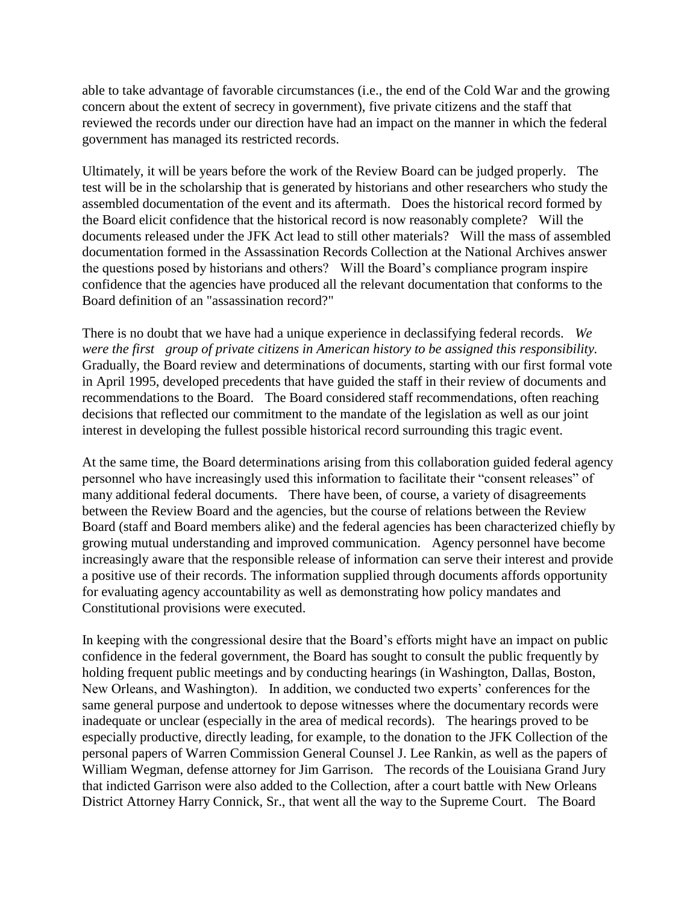able to take advantage of favorable circumstances (i.e., the end of the Cold War and the growing concern about the extent of secrecy in government), five private citizens and the staff that reviewed the records under our direction have had an impact on the manner in which the federal government has managed its restricted records.

Ultimately, it will be years before the work of the Review Board can be judged properly. The test will be in the scholarship that is generated by historians and other researchers who study the assembled documentation of the event and its aftermath. Does the historical record formed by the Board elicit confidence that the historical record is now reasonably complete? Will the documents released under the JFK Act lead to still other materials? Will the mass of assembled documentation formed in the Assassination Records Collection at the National Archives answer the questions posed by historians and others? Will the Board's compliance program inspire confidence that the agencies have produced all the relevant documentation that conforms to the Board definition of an "assassination record?"

There is no doubt that we have had a unique experience in declassifying federal records. *We were the first group of private citizens in American history to be assigned this responsibility.* Gradually, the Board review and determinations of documents, starting with our first formal vote in April 1995, developed precedents that have guided the staff in their review of documents and recommendations to the Board. The Board considered staff recommendations, often reaching decisions that reflected our commitment to the mandate of the legislation as well as our joint interest in developing the fullest possible historical record surrounding this tragic event.

At the same time, the Board determinations arising from this collaboration guided federal agency personnel who have increasingly used this information to facilitate their "consent releases" of many additional federal documents. There have been, of course, a variety of disagreements between the Review Board and the agencies, but the course of relations between the Review Board (staff and Board members alike) and the federal agencies has been characterized chiefly by growing mutual understanding and improved communication. Agency personnel have become increasingly aware that the responsible release of information can serve their interest and provide a positive use of their records. The information supplied through documents affords opportunity for evaluating agency accountability as well as demonstrating how policy mandates and Constitutional provisions were executed.

In keeping with the congressional desire that the Board's efforts might have an impact on public confidence in the federal government, the Board has sought to consult the public frequently by holding frequent public meetings and by conducting hearings (in Washington, Dallas, Boston, New Orleans, and Washington). In addition, we conducted two experts' conferences for the same general purpose and undertook to depose witnesses where the documentary records were inadequate or unclear (especially in the area of medical records). The hearings proved to be especially productive, directly leading, for example, to the donation to the JFK Collection of the personal papers of Warren Commission General Counsel J. Lee Rankin, as well as the papers of William Wegman, defense attorney for Jim Garrison. The records of the Louisiana Grand Jury that indicted Garrison were also added to the Collection, after a court battle with New Orleans District Attorney Harry Connick, Sr., that went all the way to the Supreme Court. The Board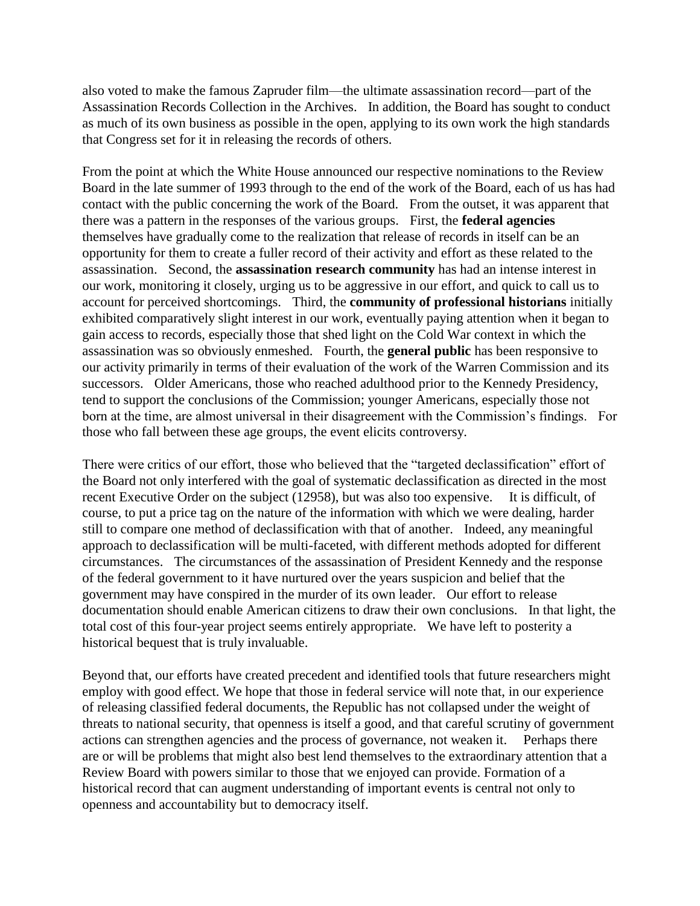also voted to make the famous Zapruder film—the ultimate assassination record—part of the Assassination Records Collection in the Archives. In addition, the Board has sought to conduct as much of its own business as possible in the open, applying to its own work the high standards that Congress set for it in releasing the records of others.

From the point at which the White House announced our respective nominations to the Review Board in the late summer of 1993 through to the end of the work of the Board, each of us has had contact with the public concerning the work of the Board. From the outset, it was apparent that there was a pattern in the responses of the various groups. First, the **federal agencies** themselves have gradually come to the realization that release of records in itself can be an opportunity for them to create a fuller record of their activity and effort as these related to the assassination. Second, the **assassination research community** has had an intense interest in our work, monitoring it closely, urging us to be aggressive in our effort, and quick to call us to account for perceived shortcomings. Third, the **community of professional historians** initially exhibited comparatively slight interest in our work, eventually paying attention when it began to gain access to records, especially those that shed light on the Cold War context in which the assassination was so obviously enmeshed. Fourth, the **general public** has been responsive to our activity primarily in terms of their evaluation of the work of the Warren Commission and its successors. Older Americans, those who reached adulthood prior to the Kennedy Presidency, tend to support the conclusions of the Commission; younger Americans, especially those not born at the time, are almost universal in their disagreement with the Commission's findings. For those who fall between these age groups, the event elicits controversy.

There were critics of our effort, those who believed that the "targeted declassification" effort of the Board not only interfered with the goal of systematic declassification as directed in the most recent Executive Order on the subject (12958), but was also too expensive. It is difficult, of course, to put a price tag on the nature of the information with which we were dealing, harder still to compare one method of declassification with that of another. Indeed, any meaningful approach to declassification will be multi-faceted, with different methods adopted for different circumstances. The circumstances of the assassination of President Kennedy and the response of the federal government to it have nurtured over the years suspicion and belief that the government may have conspired in the murder of its own leader. Our effort to release documentation should enable American citizens to draw their own conclusions. In that light, the total cost of this four-year project seems entirely appropriate. We have left to posterity a historical bequest that is truly invaluable.

Beyond that, our efforts have created precedent and identified tools that future researchers might employ with good effect. We hope that those in federal service will note that, in our experience of releasing classified federal documents, the Republic has not collapsed under the weight of threats to national security, that openness is itself a good, and that careful scrutiny of government actions can strengthen agencies and the process of governance, not weaken it. Perhaps there are or will be problems that might also best lend themselves to the extraordinary attention that a Review Board with powers similar to those that we enjoyed can provide. Formation of a historical record that can augment understanding of important events is central not only to openness and accountability but to democracy itself.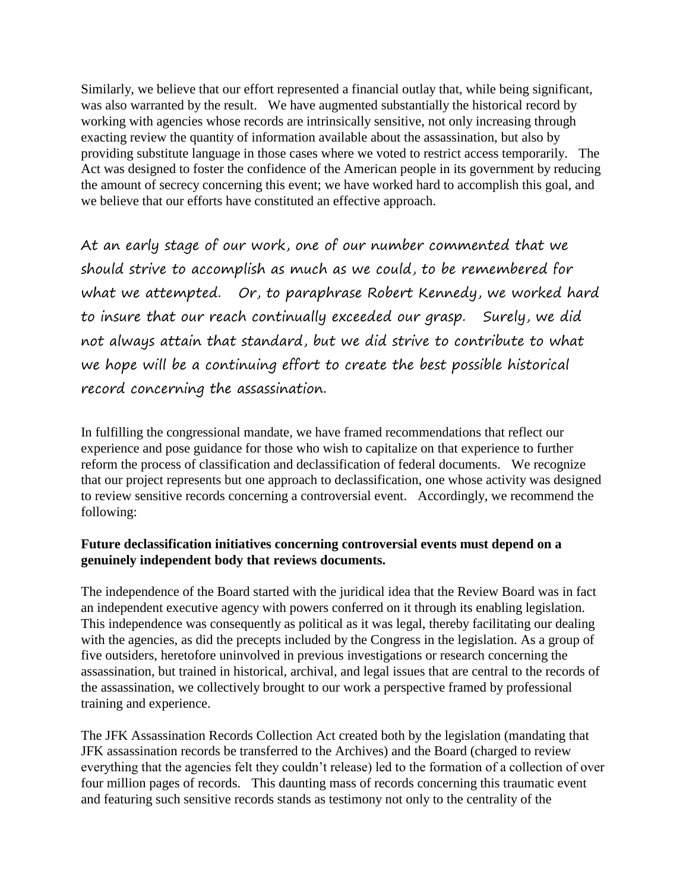Similarly, we believe that our effort represented a financial outlay that, while being significant, was also warranted by the result. We have augmented substantially the historical record by working with agencies whose records are intrinsically sensitive, not only increasing through exacting review the quantity of information available about the assassination, but also by providing substitute language in those cases where we voted to restrict access temporarily. The Act was designed to foster the confidence of the American people in its government by reducing the amount of secrecy concerning this event; we have worked hard to accomplish this goal, and we believe that our efforts have constituted an effective approach.

At an early stage of our work, one of our number commented that we should strive to accomplish as much as we could, to be remembered for what we attempted. Or, to paraphrase Robert Kennedy, we worked hard to insure that our reach continually exceeded our grasp. Surely, we did not always attain that standard, but we did strive to contribute to what we hope will be a continuing effort to create the best possible historical record concerning the assassination.

In fulfilling the congressional mandate, we have framed recommendations that reflect our experience and pose guidance for those who wish to capitalize on that experience to further reform the process of classification and declassification of federal documents. We recognize that our project represents but one approach to declassification, one whose activity was designed to review sensitive records concerning a controversial event. Accordingly, we recommend the following:

**Future declassification initiatives concerning controversial events must depend on a genuinely independent body that reviews documents.**

The independence of the Board started with the juridical idea that the Review Board was in fact an independent executive agency with powers conferred on it through its enabling legislation. This independence was consequently as political as it was legal, thereby facilitating our dealing with the agencies, as did the precepts included by the Congress in the legislation. As a group of five outsiders, heretofore uninvolved in previous investigations or research concerning the assassination, but trained in historical, archival, and legal issues that are central to the records of the assassination, we collectively brought to our work a perspective framed by professional training and experience.

The JFK Assassination Records Collection Act created both by the legislation (mandating that JFK assassination records be transferred to the Archives) and the Board (charged to review everything that the agencies felt they couldn't release) led to the formation of a collection of over four million pages of records. This daunting mass of records concerning this traumatic event and featuring such sensitive records stands as testimony not only to the centrality of the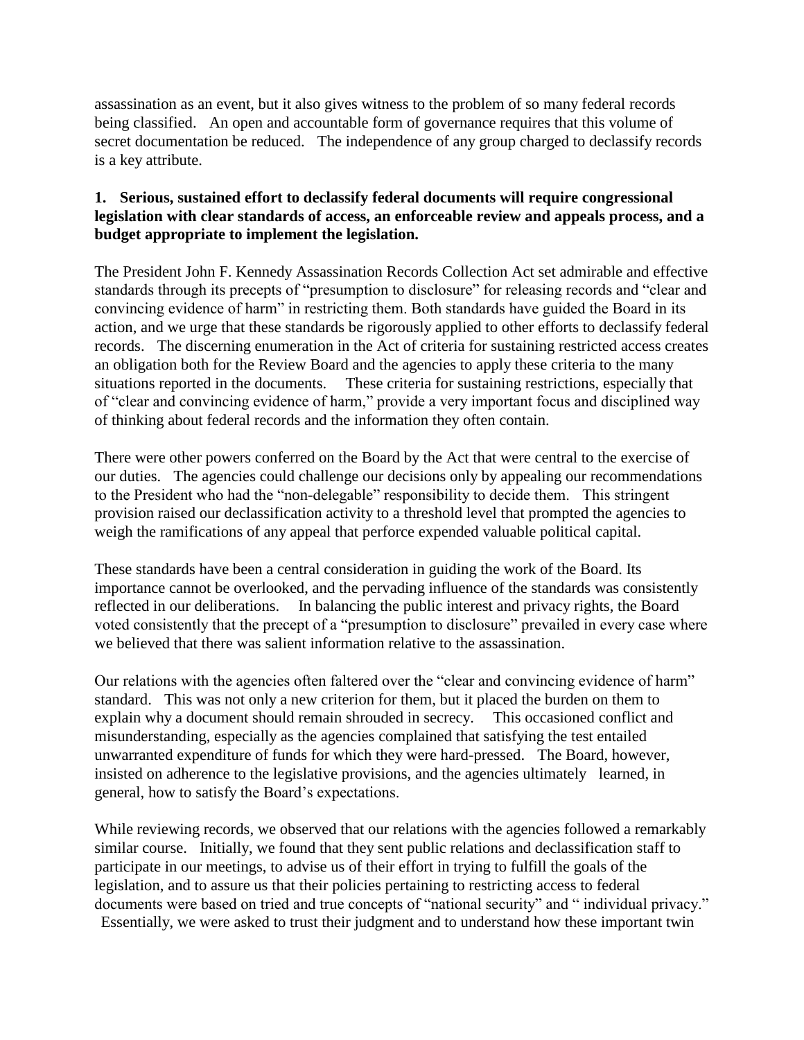assassination as an event, but it also gives witness to the problem of so many federal records being classified. An open and accountable form of governance requires that this volume of secret documentation be reduced. The independence of any group charged to declassify records is a key attribute.

**1. Serious, sustained effort to declassify federal documents will require congressional legislation with clear standards of access, an enforceable review and appeals process, and a budget appropriate to implement the legislation.**

The President John F. Kennedy Assassination Records Collection Act set admirable and effective standards through its precepts of "presumption to disclosure" for releasing records and "clear and convincing evidence of harm" in restricting them. Both standards have guided the Board in its action, and we urge that these standards be rigorously applied to other efforts to declassify federal records. The discerning enumeration in the Act of criteria for sustaining restricted access creates an obligation both for the Review Board and the agencies to apply these criteria to the many situations reported in the documents. These criteria for sustaining restrictions, especially that of "clear and convincing evidence of harm," provide a very important focus and disciplined way of thinking about federal records and the information they often contain.

There were other powers conferred on the Board by the Act that were central to the exercise of our duties. The agencies could challenge our decisions only by appealing our recommendations to the President who had the "non-delegable" responsibility to decide them. This stringent provision raised our declassification activity to a threshold level that prompted the agencies to weigh the ramifications of any appeal that perforce expended valuable political capital.

These standards have been a central consideration in guiding the work of the Board. Its importance cannot be overlooked, and the pervading influence of the standards was consistently reflected in our deliberations. In balancing the public interest and privacy rights, the Board voted consistently that the precept of a "presumption to disclosure" prevailed in every case where we believed that there was salient information relative to the assassination.

Our relations with the agencies often faltered over the "clear and convincing evidence of harm" standard. This was not only a new criterion for them, but it placed the burden on them to explain why a document should remain shrouded in secrecy. This occasioned conflict and misunderstanding, especially as the agencies complained that satisfying the test entailed unwarranted expenditure of funds for which they were hard-pressed. The Board, however, insisted on adherence to the legislative provisions, and the agencies ultimately learned, in general, how to satisfy the Board's expectations.

While reviewing records, we observed that our relations with the agencies followed a remarkably similar course. Initially, we found that they sent public relations and declassification staff to participate in our meetings, to advise us of their effort in trying to fulfill the goals of the legislation, and to assure us that their policies pertaining to restricting access to federal documents were based on tried and true concepts of "national security" and " individual privacy." Essentially, we were asked to trust their judgment and to understand how these important twin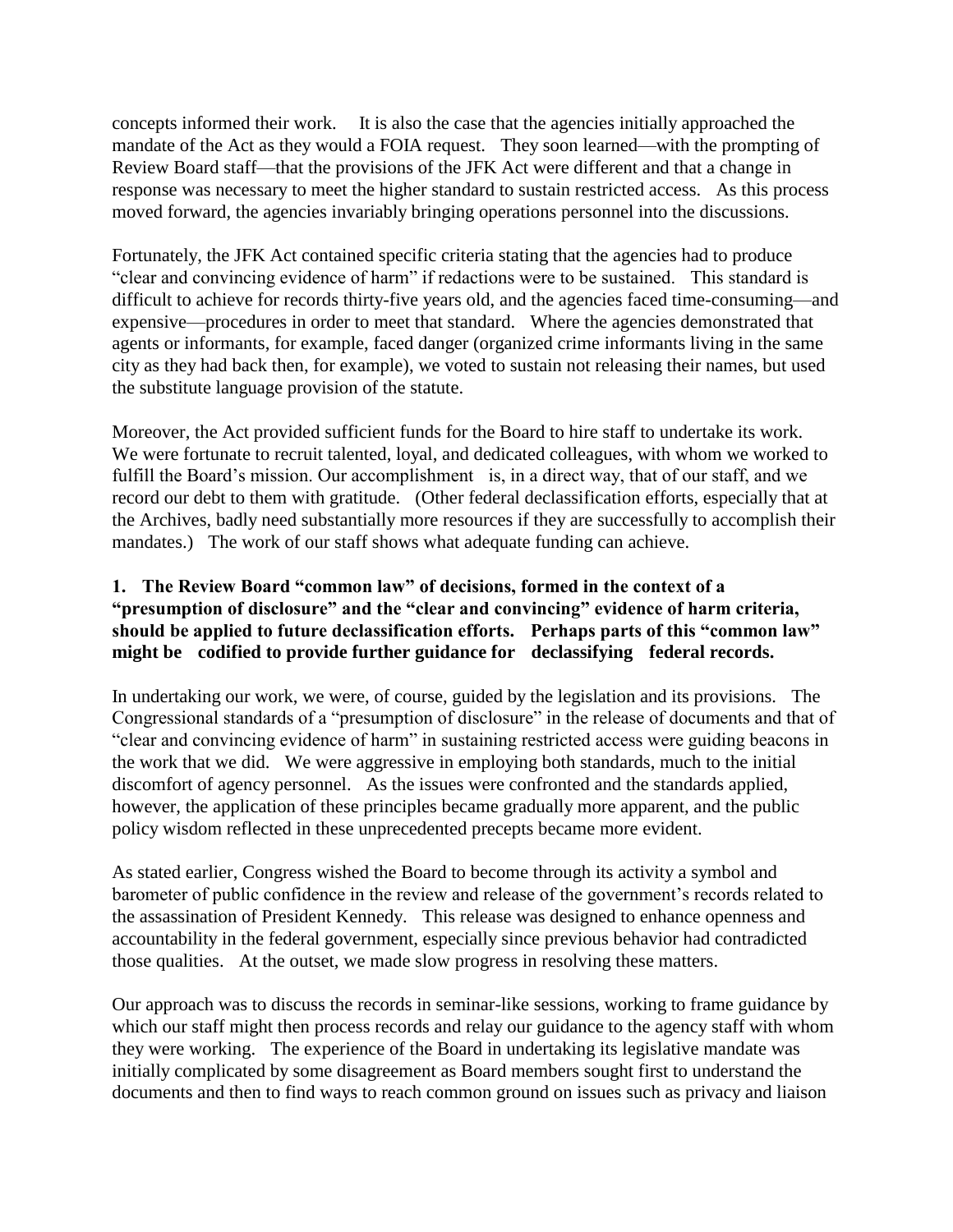concepts informed their work. It is also the case that the agencies initially approached the mandate of the Act as they would a FOIA request. They soon learned—with the prompting of Review Board staff—that the provisions of the JFK Act were different and that a change in response was necessary to meet the higher standard to sustain restricted access. As this process moved forward, the agencies invariably bringing operations personnel into the discussions.

Fortunately, the JFK Act contained specific criteria stating that the agencies had to produce "clear and convincing evidence of harm" if redactions were to be sustained. This standard is difficult to achieve for records thirty-five years old, and the agencies faced time-consuming—and expensive—procedures in order to meet that standard. Where the agencies demonstrated that agents or informants, for example, faced danger (organized crime informants living in the same city as they had back then, for example), we voted to sustain not releasing their names, but used the substitute language provision of the statute.

Moreover, the Act provided sufficient funds for the Board to hire staff to undertake its work. We were fortunate to recruit talented, loyal, and dedicated colleagues, with whom we worked to fulfill the Board's mission. Our accomplishment is, in a direct way, that of our staff, and we record our debt to them with gratitude. (Other federal declassification efforts, especially that at the Archives, badly need substantially more resources if they are successfully to accomplish their mandates.) The work of our staff shows what adequate funding can achieve.

**1. The Review Board "common law" of decisions, formed in the context of a "presumption of disclosure" and the "clear and convincing" evidence of harm criteria, should be applied to future declassification efforts. Perhaps parts of this "common law" might be codified to provide further guidance for declassifying federal records.**

In undertaking our work, we were, of course, guided by the legislation and its provisions. The Congressional standards of a "presumption of disclosure" in the release of documents and that of "clear and convincing evidence of harm" in sustaining restricted access were guiding beacons in the work that we did. We were aggressive in employing both standards, much to the initial discomfort of agency personnel. As the issues were confronted and the standards applied, however, the application of these principles became gradually more apparent, and the public policy wisdom reflected in these unprecedented precepts became more evident.

As stated earlier, Congress wished the Board to become through its activity a symbol and barometer of public confidence in the review and release of the government's records related to the assassination of President Kennedy. This release was designed to enhance openness and accountability in the federal government, especially since previous behavior had contradicted those qualities. At the outset, we made slow progress in resolving these matters.

Our approach was to discuss the records in seminar-like sessions, working to frame guidance by which our staff might then process records and relay our guidance to the agency staff with whom they were working. The experience of the Board in undertaking its legislative mandate was initially complicated by some disagreement as Board members sought first to understand the documents and then to find ways to reach common ground on issues such as privacy and liaison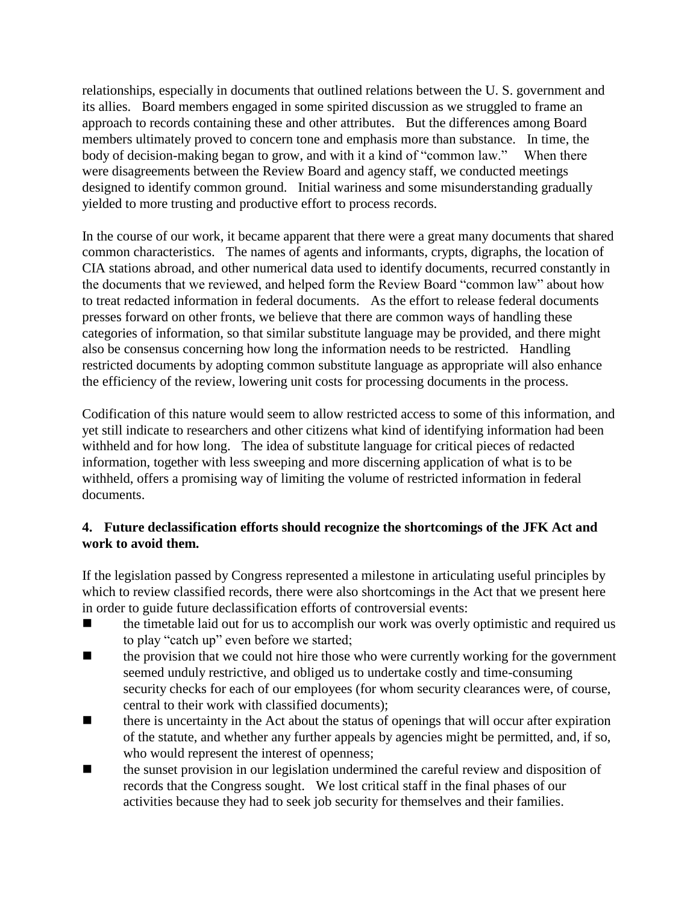relationships, especially in documents that outlined relations between the U. S. government and its allies. Board members engaged in some spirited discussion as we struggled to frame an approach to records containing these and other attributes. But the differences among Board members ultimately proved to concern tone and emphasis more than substance. In time, the body of decision-making began to grow, and with it a kind of "common law." When there were disagreements between the Review Board and agency staff, we conducted meetings designed to identify common ground. Initial wariness and some misunderstanding gradually yielded to more trusting and productive effort to process records.

In the course of our work, it became apparent that there were a great many documents that shared common characteristics. The names of agents and informants, crypts, digraphs, the location of CIA stations abroad, and other numerical data used to identify documents, recurred constantly in the documents that we reviewed, and helped form the Review Board "common law" about how to treat redacted information in federal documents. As the effort to release federal documents presses forward on other fronts, we believe that there are common ways of handling these categories of information, so that similar substitute language may be provided, and there might also be consensus concerning how long the information needs to be restricted. Handling restricted documents by adopting common substitute language as appropriate will also enhance the efficiency of the review, lowering unit costs for processing documents in the process.

Codification of this nature would seem to allow restricted access to some of this information, and yet still indicate to researchers and other citizens what kind of identifying information had been withheld and for how long. The idea of substitute language for critical pieces of redacted information, together with less sweeping and more discerning application of what is to be withheld, offers a promising way of limiting the volume of restricted information in federal documents.

**4. Future declassification efforts should recognize the shortcomings of the JFK Act and work to avoid them.**

If the legislation passed by Congress represented a milestone in articulating useful principles by which to review classified records, there were also shortcomings in the Act that we present here in order to guide future declassification efforts of controversial events:

- the timetable laid out for us to accomplish our work was overly optimistic and required us to play "catch up" even before we started;
- the provision that we could not hire those who were currently working for the government seemed unduly restrictive, and obliged us to undertake costly and time-consuming security checks for each of our employees (for whom security clearances were, of course, central to their work with classified documents);
- there is uncertainty in the Act about the status of openings that will occur after expiration of the statute, and whether any further appeals by agencies might be permitted, and, if so, who would represent the interest of openness;
- the sunset provision in our legislation undermined the careful review and disposition of records that the Congress sought. We lost critical staff in the final phases of our activities because they had to seek job security for themselves and their families.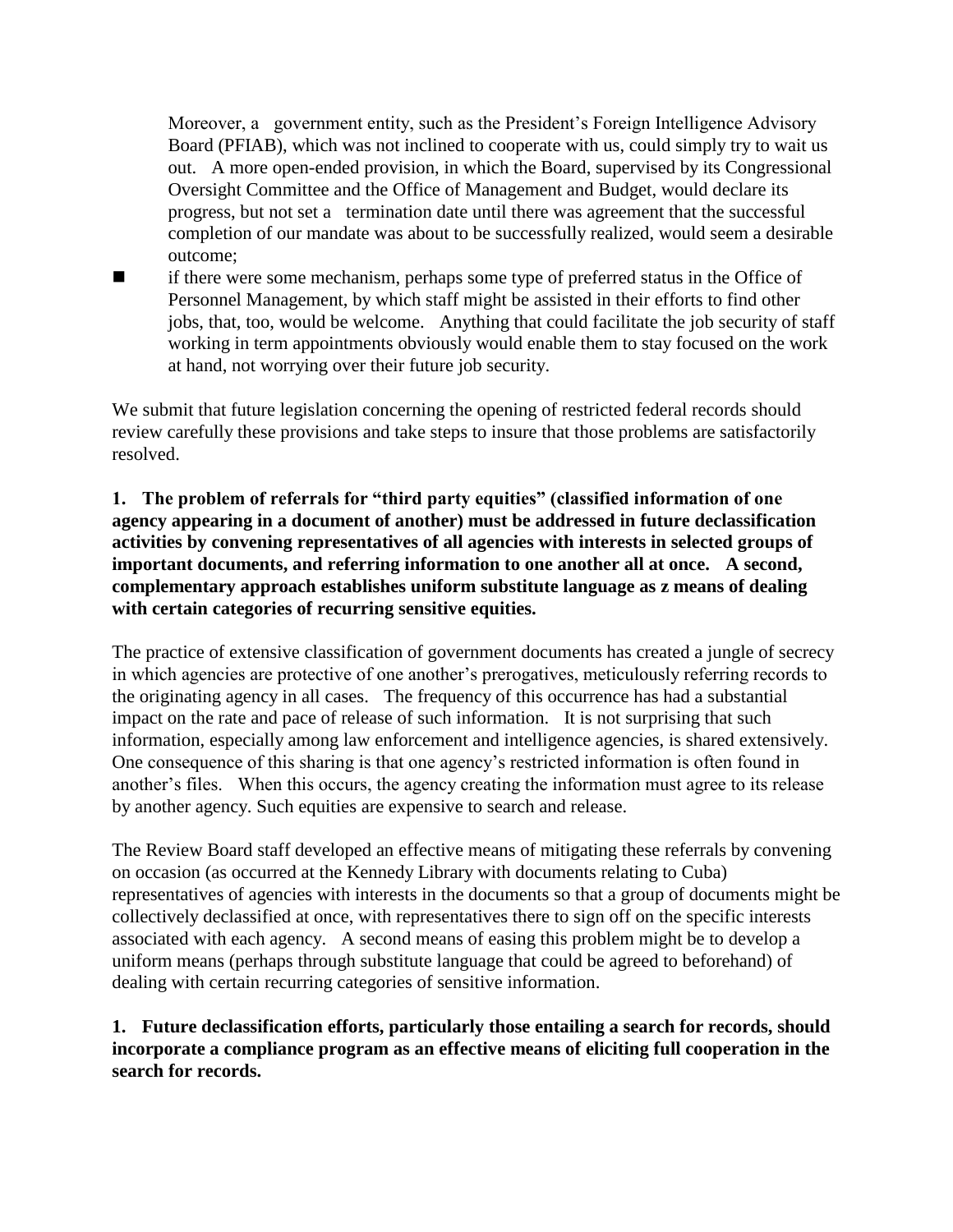Moreover, a government entity, such as the President's Foreign Intelligence Advisory Board (PFIAB), which was not inclined to cooperate with us, could simply try to wait us out. A more open-ended provision, in which the Board, supervised by its Congressional Oversight Committee and the Office of Management and Budget, would declare its progress, but not set a termination date until there was agreement that the successful completion of our mandate was about to be successfully realized, would seem a desirable outcome;

- if there were some mechanism, perhaps some type of preferred status in the Office of Personnel Management, by which staff might be assisted in their efforts to find other jobs, that, too, would be welcome. Anything that could facilitate the job security of staff working in term appointments obviously would enable them to stay focused on the work at hand, not worrying over their future job security.

We submit that future legislation concerning the opening of restricted federal records should review carefully these provisions and take steps to insure that those problems are satisfactorily resolved.

**1. The problem of referrals for "third party equities" (classified information of one agency appearing in a document of another) must be addressed in future declassification activities by convening representatives of all agencies with interests in selected groups of important documents, and referring information to one another all at once. A second, complementary approach establishes uniform substitute language as z means of dealing with certain categories of recurring sensitive equities.**

The practice of extensive classification of government documents has created a jungle of secrecy in which agencies are protective of one another's prerogatives, meticulously referring records to the originating agency in all cases. The frequency of this occurrence has had a substantial impact on the rate and pace of release of such information. It is not surprising that such information, especially among law enforcement and intelligence agencies, is shared extensively. One consequence of this sharing is that one agency's restricted information is often found in another's files. When this occurs, the agency creating the information must agree to its release by another agency. Such equities are expensive to search and release.

The Review Board staff developed an effective means of mitigating these referrals by convening on occasion (as occurred at the Kennedy Library with documents relating to Cuba) representatives of agencies with interests in the documents so that a group of documents might be collectively declassified at once, with representatives there to sign off on the specific interests associated with each agency. A second means of easing this problem might be to develop a uniform means (perhaps through substitute language that could be agreed to beforehand) of dealing with certain recurring categories of sensitive information.

**1. Future declassification efforts, particularly those entailing a search for records, should incorporate a compliance program as an effective means of eliciting full cooperation in the search for records.**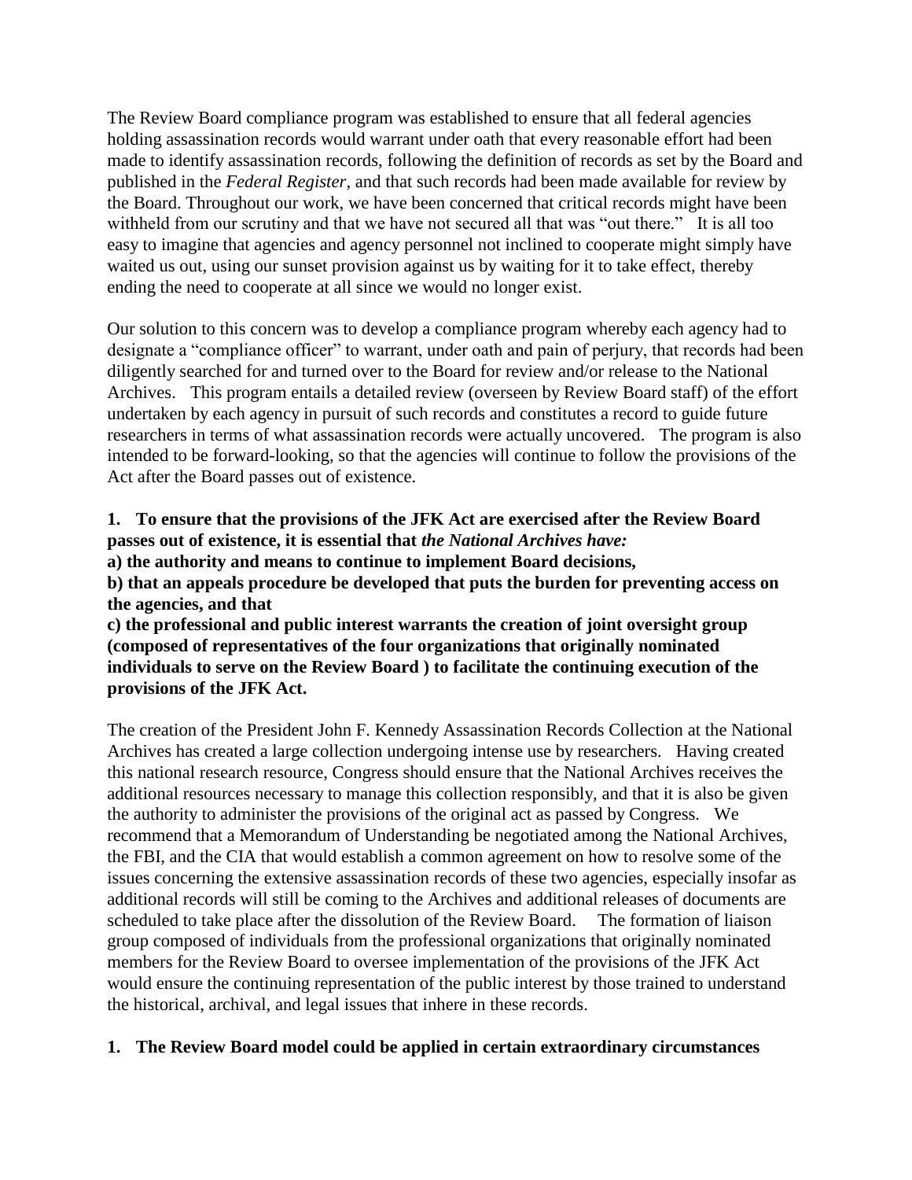The Review Board compliance program was established to ensure that all federal agencies holding assassination records would warrant under oath that every reasonable effort had been made to identify assassination records, following the definition of records as set by the Board and published in the *Federal Register*, and that such records had been made available for review by the Board. Throughout our work, we have been concerned that critical records might have been withheld from our scrutiny and that we have not secured all that was "out there." It is all too easy to imagine that agencies and agency personnel not inclined to cooperate might simply have waited us out, using our sunset provision against us by waiting for it to take effect, thereby ending the need to cooperate at all since we would no longer exist.

Our solution to this concern was to develop a compliance program whereby each agency had to designate a "compliance officer" to warrant, under oath and pain of perjury, that records had been diligently searched for and turned over to the Board for review and/or release to the National Archives. This program entails a detailed review (overseen by Review Board staff) of the effort undertaken by each agency in pursuit of such records and constitutes a record to guide future researchers in terms of what assassination records were actually uncovered. The program is also intended to be forward-looking, so that the agencies will continue to follow the provisions of the Act after the Board passes out of existence.

**1. To ensure that the provisions of the JFK Act are exercised after the Review Board passes out of existence, it is essential that *the National Archives have:***
**a) the authority and means to continue to implement Board decisions,**
**b) that an appeals procedure be developed that puts the burden for preventing access on the agencies, and that**
**c) the professional and public interest warrants the creation of joint oversight group (composed of representatives of the four organizations that originally nominated individuals to serve on the Review Board ) to facilitate the continuing execution of the provisions of the JFK Act.**

The creation of the President John F. Kennedy Assassination Records Collection at the National Archives has created a large collection undergoing intense use by researchers. Having created this national research resource, Congress should ensure that the National Archives receives the additional resources necessary to manage this collection responsibly, and that it is also be given the authority to administer the provisions of the original act as passed by Congress. We recommend that a Memorandum of Understanding be negotiated among the National Archives, the FBI, and the CIA that would establish a common agreement on how to resolve some of the issues concerning the extensive assassination records of these two agencies, especially insofar as additional records will still be coming to the Archives and additional releases of documents are scheduled to take place after the dissolution of the Review Board. The formation of liaison group composed of individuals from the professional organizations that originally nominated members for the Review Board to oversee implementation of the provisions of the JFK Act would ensure the continuing representation of the public interest by those trained to understand the historical, archival, and legal issues that inhere in these records.

**1. The Review Board model could be applied in certain extraordinary circumstances**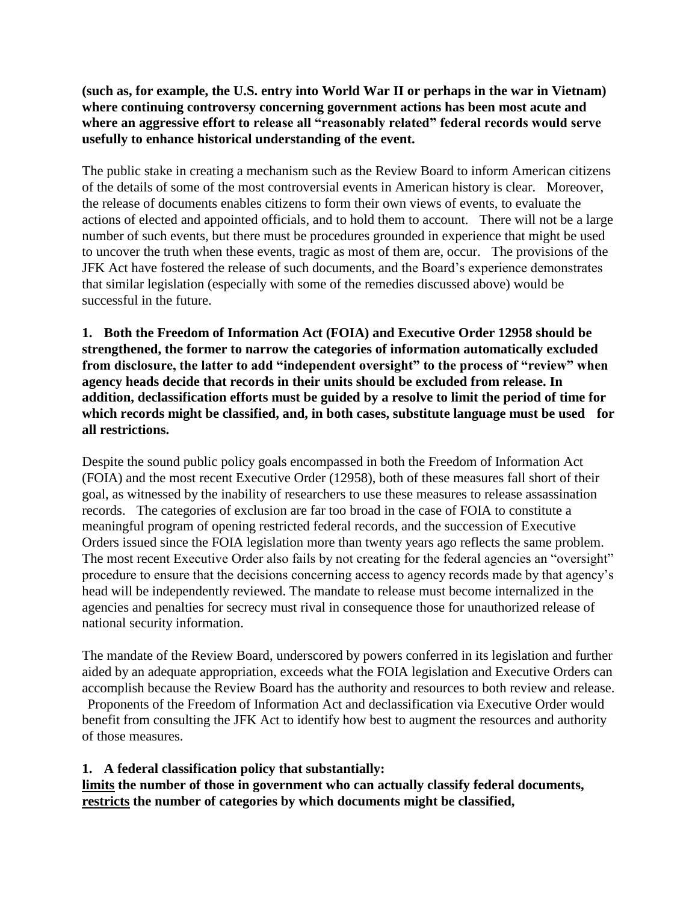**(such as, for example, the U.S. entry into World War II or perhaps in the war in Vietnam) where continuing controversy concerning government actions has been most acute and where an aggressive effort to release all "reasonably related" federal records would serve usefully to enhance historical understanding of the event.**

The public stake in creating a mechanism such as the Review Board to inform American citizens of the details of some of the most controversial events in American history is clear. Moreover, the release of documents enables citizens to form their own views of events, to evaluate the actions of elected and appointed officials, and to hold them to account. There will not be a large number of such events, but there must be procedures grounded in experience that might be used to uncover the truth when these events, tragic as most of them are, occur. The provisions of the JFK Act have fostered the release of such documents, and the Board's experience demonstrates that similar legislation (especially with some of the remedies discussed above) would be successful in the future.

**1. Both the Freedom of Information Act (FOIA) and Executive Order 12958 should be strengthened, the former to narrow the categories of information automatically excluded from disclosure, the latter to add "independent oversight" to the process of "review" when agency heads decide that records in their units should be excluded from release. In addition, declassification efforts must be guided by a resolve to limit the period of time for which records might be classified, and, in both cases, substitute language must be used for all restrictions.**

Despite the sound public policy goals encompassed in both the Freedom of Information Act (FOIA) and the most recent Executive Order (12958), both of these measures fall short of their goal, as witnessed by the inability of researchers to use these measures to release assassination records. The categories of exclusion are far too broad in the case of FOIA to constitute a meaningful program of opening restricted federal records, and the succession of Executive Orders issued since the FOIA legislation more than twenty years ago reflects the same problem. The most recent Executive Order also fails by not creating for the federal agencies an "oversight" procedure to ensure that the decisions concerning access to agency records made by that agency's head will be independently reviewed. The mandate to release must become internalized in the agencies and penalties for secrecy must rival in consequence those for unauthorized release of national security information.

The mandate of the Review Board, underscored by powers conferred in its legislation and further aided by an adequate appropriation, exceeds what the FOIA legislation and Executive Orders can accomplish because the Review Board has the authority and resources to both review and release. Proponents of the Freedom of Information Act and declassification via Executive Order would benefit from consulting the JFK Act to identify how best to augment the resources and authority of those measures.

**1. A federal classification policy that substantially:**
**<u>limits</u> the number of those in government who can actually classify federal documents,**
**<u>restricts</u> the number of categories by which documents might be classified,**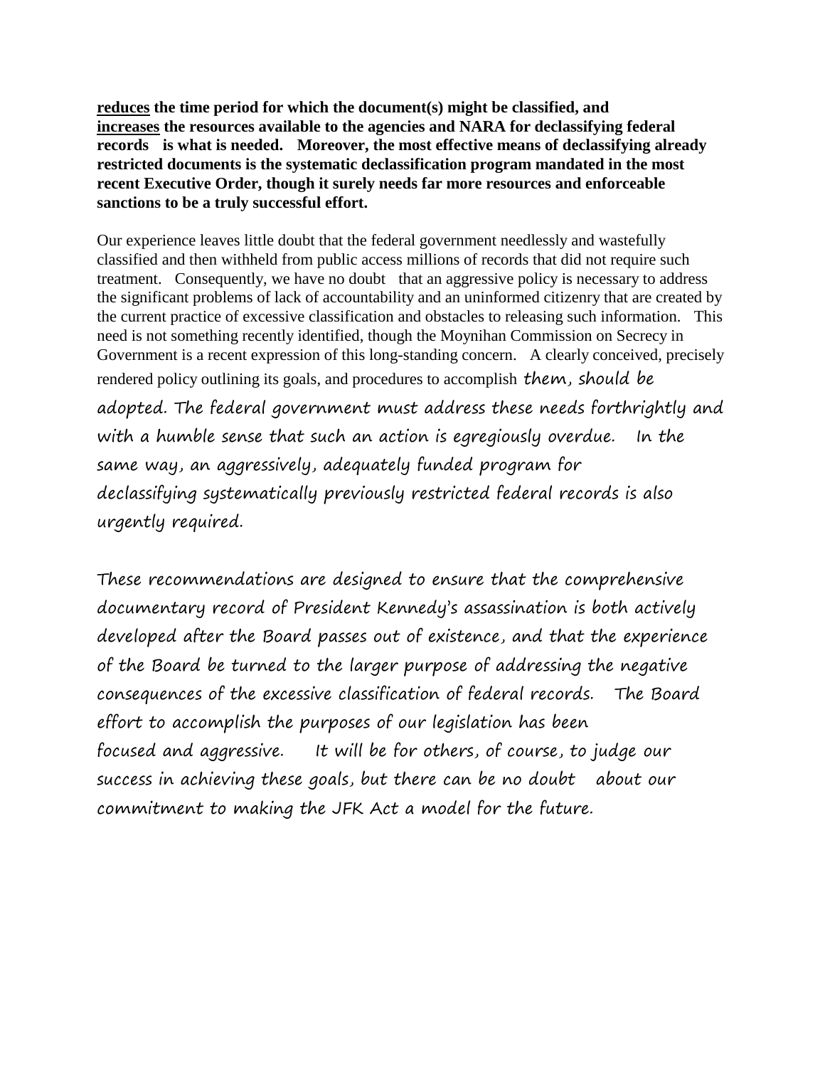**reduces the time period for which the document(s) might be classified, and increases the resources available to the agencies and NARA for declassifying federal records is what is needed. Moreover, the most effective means of declassifying already restricted documents is the systematic declassification program mandated in the most recent Executive Order, though it surely needs far more resources and enforceable sanctions to be a truly successful effort.**

Our experience leaves little doubt that the federal government needlessly and wastefully classified and then withheld from public access millions of records that did not require such treatment. Consequently, we have no doubt that an aggressive policy is necessary to address the significant problems of lack of accountability and an uninformed citizenry that are created by the current practice of excessive classification and obstacles to releasing such information. This need is not something recently identified, though the Moynihan Commission on Secrecy in Government is a recent expression of this long-standing concern. A clearly conceived, precisely rendered policy outlining its goals, and procedures to accomplish them, should be adopted. The federal government must address these needs forthrightly and with a humble sense that such an action is egregiously overdue. In the same way, an aggressively, adequately funded program for declassifying systematically previously restricted federal records is also urgently required.

These recommendations are designed to ensure that the comprehensive documentary record of President Kennedy's assassination is both actively developed after the Board passes out of existence, and that the experience of the Board be turned to the larger purpose of addressing the negative consequences of the excessive classification of federal records. The Board effort to accomplish the purposes of our legislation has been focused and aggressive. It will be for others, of course, to judge our success in achieving these goals, but there can be no doubt about our commitment to making the JFK Act a model for the future.